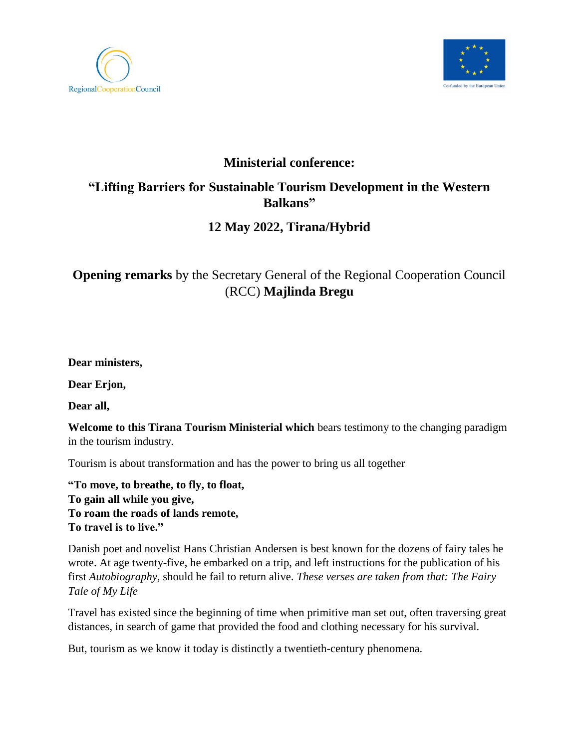## Ministerial conference:

## "Lifting Barriers for Sustainable Tourism Development in the Western Balkans"

## 12 May 2022, Tirana/Hybrid

**Opening remarks** by the Secretary General of the Regional Cooperation Council (RCC) **Majlinda Bregu**

**Dear ministers,**

**Dear Erjon,**

**Dear all,**

**Welcome to this Tirana Tourism Ministerial which** bears testimony to the changing paradigm in the tourism industry.

Tourism is about transformation and has the power to bring us all together

**"To move, to breathe, to fly, to float,**
**To gain all while you give,**
**To roam the roads of lands remote,**
**To travel is to live."**

Danish poet and novelist Hans Christian Andersen is best known for the dozens of fairy tales he wrote. At age twenty-five, he embarked on a trip, and left instructions for the publication of his first *Autobiography*, should he fail to return alive. *These verses are taken from that: The Fairy Tale of My Life*

Travel has existed since the beginning of time when primitive man set out, often traversing great distances, in search of game that provided the food and clothing necessary for his survival.

But, tourism as we know it today is distinctly a twentieth-century phenomena.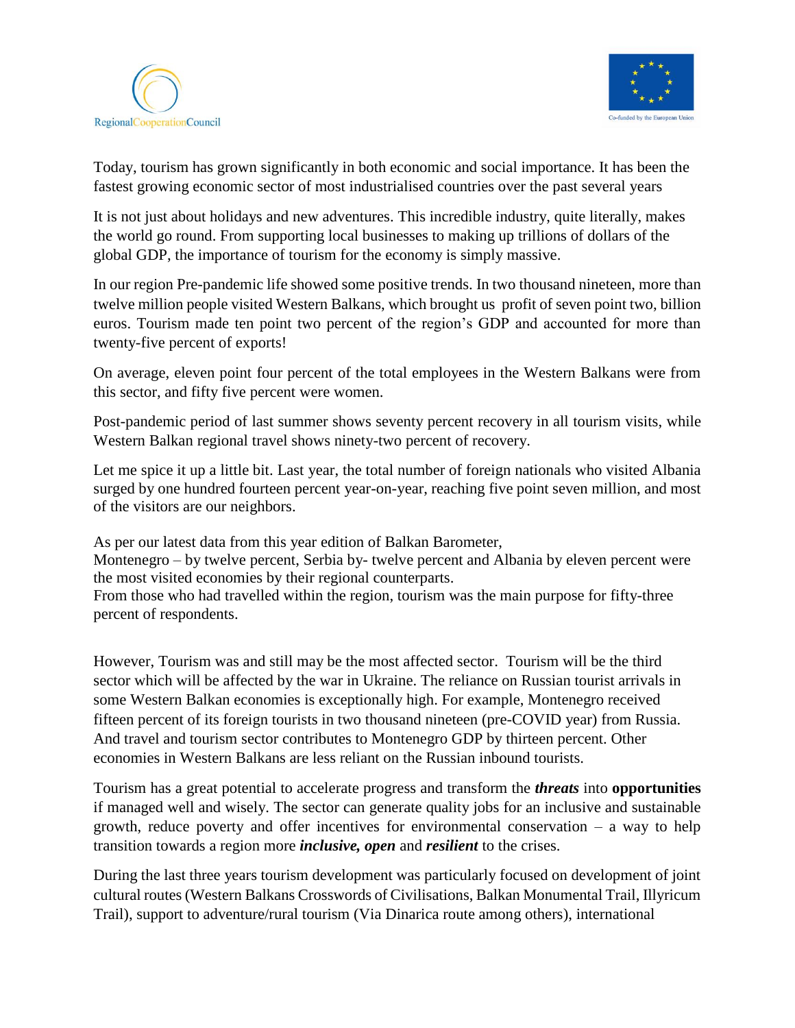Today, tourism has grown significantly in both economic and social importance. It has been the fastest growing economic sector of most industrialised countries over the past several years

It is not just about holidays and new adventures. This incredible industry, quite literally, makes the world go round. From supporting local businesses to making up trillions of dollars of the global GDP, the importance of tourism for the economy is simply massive.

In our region Pre-pandemic life showed some positive trends. In two thousand nineteen, more than twelve million people visited Western Balkans, which brought us profit of seven point two, billion euros. Tourism made ten point two percent of the region's GDP and accounted for more than twenty-five percent of exports!

On average, eleven point four percent of the total employees in the Western Balkans were from this sector, and fifty five percent were women.

Post-pandemic period of last summer shows seventy percent recovery in all tourism visits, while Western Balkan regional travel shows ninety-two percent of recovery.

Let me spice it up a little bit. Last year, the total number of foreign nationals who visited Albania surged by one hundred fourteen percent year-on-year, reaching five point seven million, and most of the visitors are our neighbors.

As per our latest data from this year edition of Balkan Barometer,
Montenegro – by twelve percent, Serbia by- twelve percent and Albania by eleven percent were the most visited economies by their regional counterparts.
From those who had travelled within the region, tourism was the main purpose for fifty-three percent of respondents.

However, Tourism was and still may be the most affected sector. Tourism will be the third sector which will be affected by the war in Ukraine. The reliance on Russian tourist arrivals in some Western Balkan economies is exceptionally high. For example, Montenegro received fifteen percent of its foreign tourists in two thousand nineteen (pre-COVID year) from Russia. And travel and tourism sector contributes to Montenegro GDP by thirteen percent. Other economies in Western Balkans are less reliant on the Russian inbound tourists.

Tourism has a great potential to accelerate progress and transform the ***threats*** into **opportunities** if managed well and wisely. The sector can generate quality jobs for an inclusive and sustainable growth, reduce poverty and offer incentives for environmental conservation – a way to help transition towards a region more ***inclusive, open*** and ***resilient*** to the crises.

During the last three years tourism development was particularly focused on development of joint cultural routes (Western Balkans Crosswords of Civilisations, Balkan Monumental Trail, Illyricum Trail), support to adventure/rural tourism (Via Dinarica route among others), international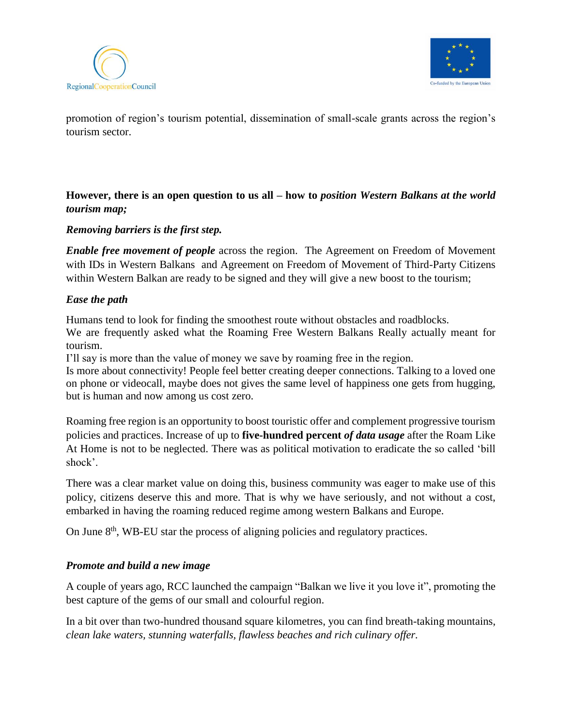promotion of region's tourism potential, dissemination of small-scale grants across the region's tourism sector.

**However, there is an open question to us all – how to *position Western Balkans at the world tourism map;***

***Removing barriers is the first step.***

***Enable free movement of people*** across the region. The Agreement on Freedom of Movement with IDs in Western Balkans and Agreement on Freedom of Movement of Third-Party Citizens within Western Balkan are ready to be signed and they will give a new boost to the tourism;

***Ease the path***

Humans tend to look for finding the smoothest route without obstacles and roadblocks.
We are frequently asked what the Roaming Free Western Balkans Really actually meant for tourism.
I'll say is more than the value of money we save by roaming free in the region.
Is more about connectivity! People feel better creating deeper connections. Talking to a loved one on phone or videocall, maybe does not gives the same level of happiness one gets from hugging, but is human and now among us cost zero.

Roaming free region is an opportunity to boost touristic offer and complement progressive tourism policies and practices. Increase of up to **five-hundred percent *of data usage*** after the Roam Like At Home is not to be neglected. There was as political motivation to eradicate the so called 'bill shock'.

There was a clear market value on doing this, business community was eager to make use of this policy, citizens deserve this and more. That is why we have seriously, and not without a cost, embarked in having the roaming reduced regime among western Balkans and Europe.

On June 8th, WB-EU star the process of aligning policies and regulatory practices.

***Promote and build a new image***

A couple of years ago, RCC launched the campaign "Balkan we live it you love it", promoting the best capture of the gems of our small and colourful region.

In a bit over than two-hundred thousand square kilometres, you can find breath-taking mountains, *clean lake waters, stunning waterfalls, flawless beaches and rich culinary offer.*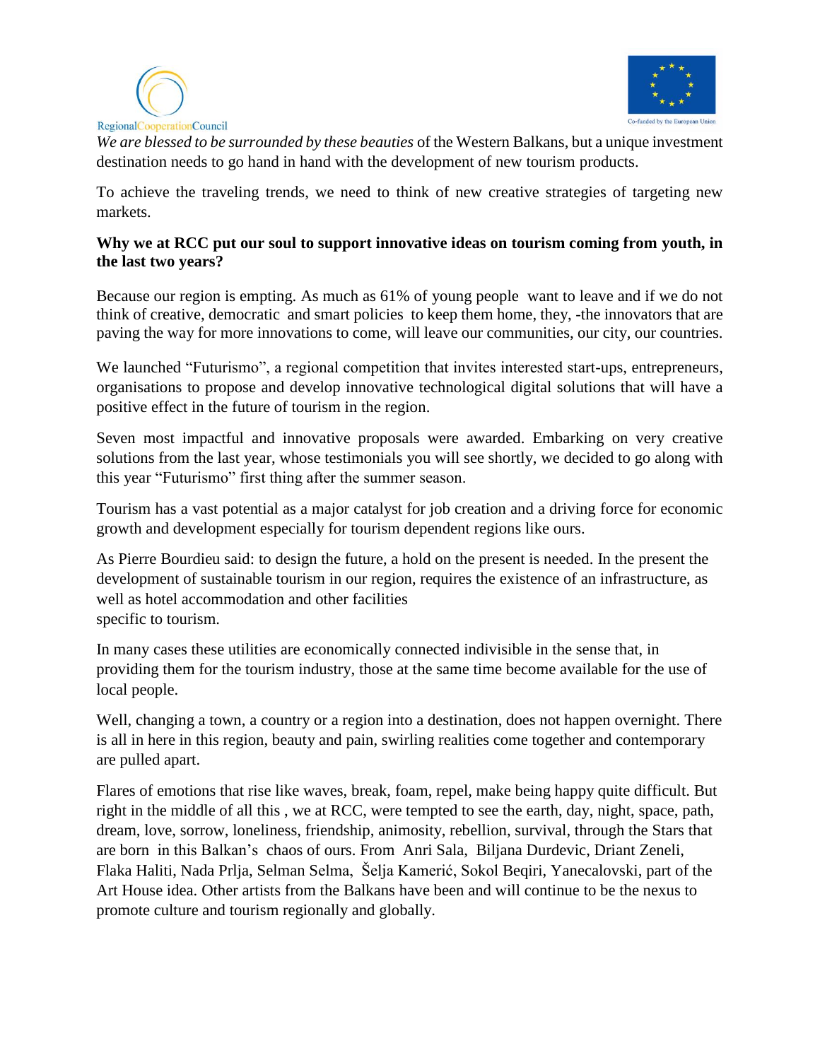*We are blessed to be surrounded by these beauties* of the Western Balkans, but a unique investment destination needs to go hand in hand with the development of new tourism products.

To achieve the traveling trends, we need to think of new creative strategies of targeting new markets.

**Why we at RCC put our soul to support innovative ideas on tourism coming from youth, in the last two years?**

Because our region is empting. As much as 61% of young people want to leave and if we do not think of creative, democratic and smart policies to keep them home, they, -the innovators that are paving the way for more innovations to come, will leave our communities, our city, our countries.

We launched "Futurismo", a regional competition that invites interested start-ups, entrepreneurs, organisations to propose and develop innovative technological digital solutions that will have a positive effect in the future of tourism in the region.

Seven most impactful and innovative proposals were awarded. Embarking on very creative solutions from the last year, whose testimonials you will see shortly, we decided to go along with this year "Futurismo" first thing after the summer season.

Tourism has a vast potential as a major catalyst for job creation and a driving force for economic growth and development especially for tourism dependent regions like ours.

As Pierre Bourdieu said: to design the future, a hold on the present is needed. In the present the development of sustainable tourism in our region, requires the existence of an infrastructure, as well as hotel accommodation and other facilities specific to tourism.

In many cases these utilities are economically connected indivisible in the sense that, in providing them for the tourism industry, those at the same time become available for the use of local people.

Well, changing a town, a country or a region into a destination, does not happen overnight. There is all in here in this region, beauty and pain, swirling realities come together and contemporary are pulled apart.

Flares of emotions that rise like waves, break, foam, repel, make being happy quite difficult. But right in the middle of all this , we at RCC, were tempted to see the earth, day, night, space, path, dream, love, sorrow, loneliness, friendship, animosity, rebellion, survival, through the Stars that are born in this Balkan's chaos of ours. From Anri Sala, Biljana Durdevic, Driant Zeneli, Flaka Haliti, Nada Prlja, Selman Selma, Šelja Kamerić, Sokol Beqiri, Yanecalovski, part of the Art House idea. Other artists from the Balkans have been and will continue to be the nexus to promote culture and tourism regionally and globally.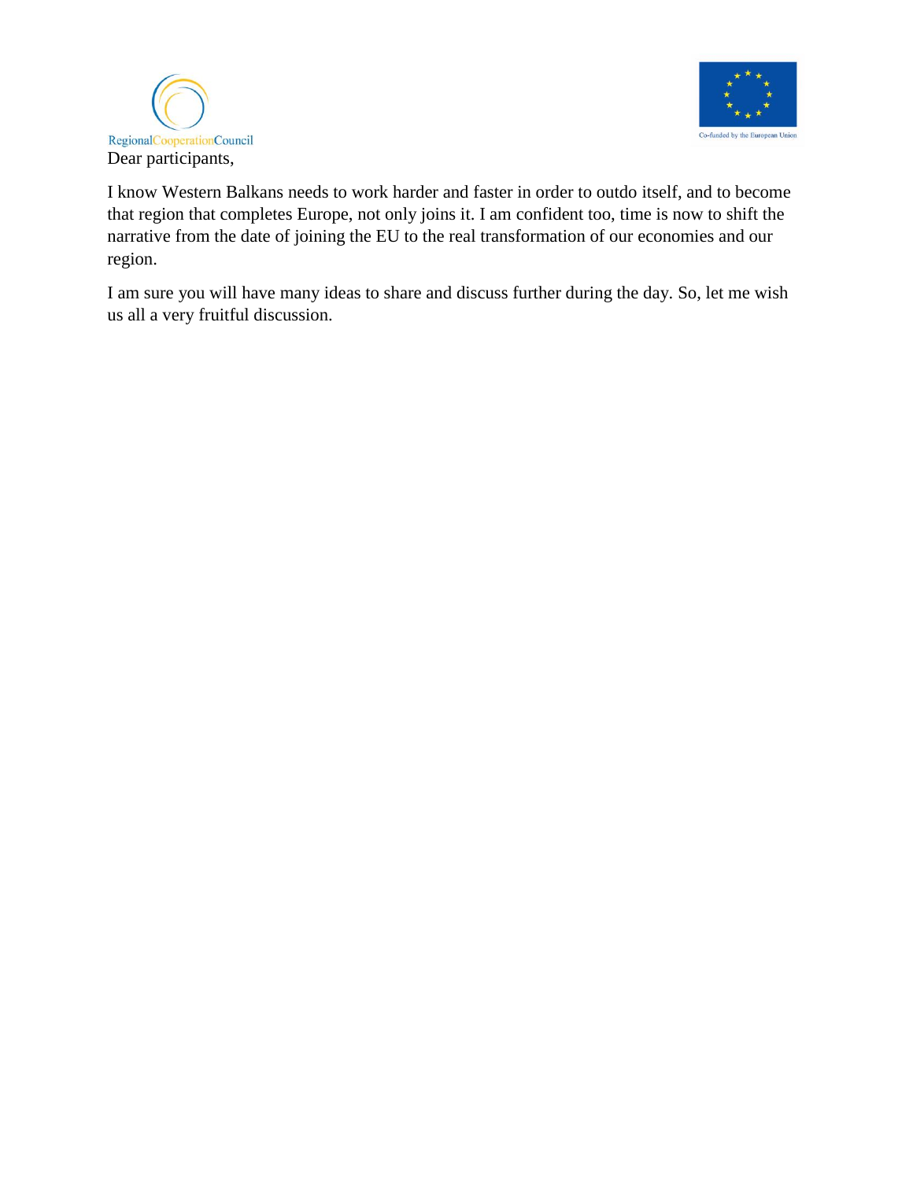Dear participants,

I know Western Balkans needs to work harder and faster in order to outdo itself, and to become that region that completes Europe, not only joins it. I am confident too, time is now to shift the narrative from the date of joining the EU to the real transformation of our economies and our region.

I am sure you will have many ideas to share and discuss further during the day. So, let me wish us all a very fruitful discussion.